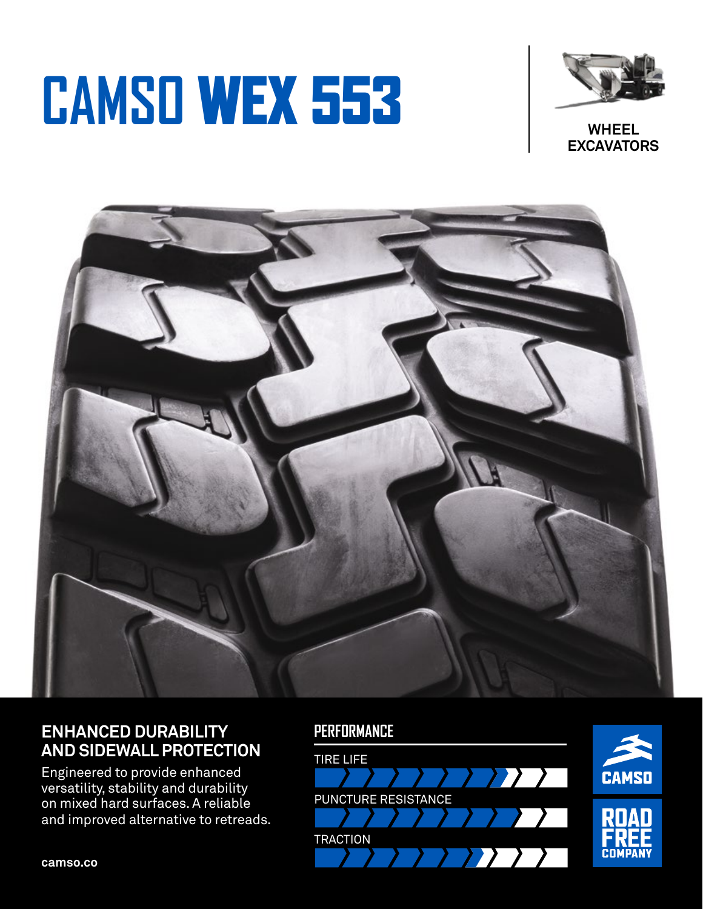# CAMSO WEX 553

WHEEL EXCAVATORS

## ENHANCED DURABILITY AND SIDEWALL PROTECTION

Engineered to provide enhanced versatility, stability and durability on mixed hard surfaces. A reliable and improved alternative to retreads.

### PERFORMANCE

TIRE LIFE

PUNCTURE RESISTANCE

TRACTION

camso.co

CAMSO

ROAD FREE COMPANY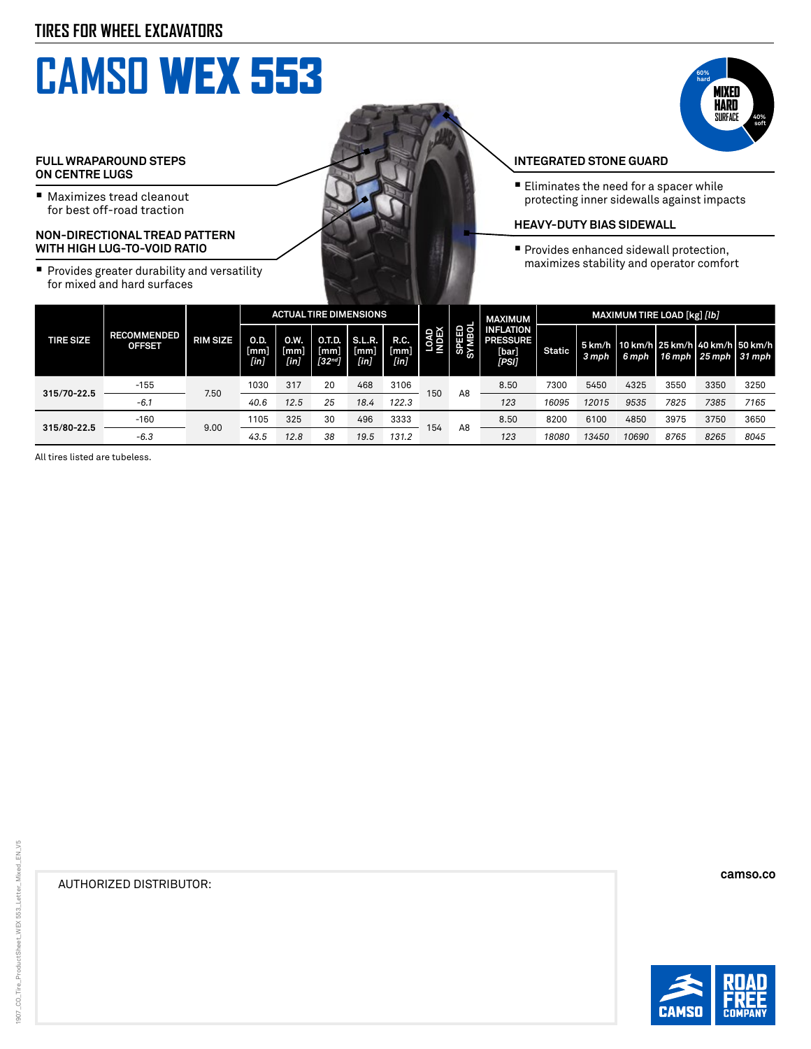TIRES FOR WHEEL EXCAVATORS

# CAMSO WEX 553

60% hard

MIXED HARD SURFACE

40% soft

**FULL WRAPAROUND STEPS ON CENTRE LUGS**

- Maximizes tread cleanout for best off-road traction

**NON-DIRECTIONAL TREAD PATTERN WITH HIGH LUG-TO-VOID RATIO**

- Provides greater durability and versatility for mixed and hard surfaces

**INTEGRATED STONE GUARD**

- Eliminates the need for a spacer while protecting inner sidewalls against impacts

**HEAVY-DUTY BIAS SIDEWALL**

- Provides enhanced sidewall protection, maximizes stability and operator comfort

| TIRE SIZE | RECOMMENDED OFFSET | RIM SIZE | ACTUAL TIRE DIMENSIONS | | | | | LOAD INDEX | SPEED SYMBOL | MAXIMUM INFLATION PRESSURE [bar] *[PSI]* | MAXIMUM TIRE LOAD [kg] *[lb]* | | | | | |
|---|---|---|---|---|---|---|---|---|---|---|---|---|---|---|---|---|
| | | | O.D. [mm] *[in]* | O.W. [mm] *[in]* | O.T.D. [mm] *[32nd]* | S.L.R. [mm] *[in]* | R.C. [mm] *[in]* | | | | Static | 5 km/h *3 mph* | 10 km/h *6 mph* | 25 km/h *16 mph* | 40 km/h *25 mph* | 50 km/h *31 mph* |
| 315/70-22.5 | -155 | 7.50 | 1030 | 317 | 20 | 468 | 3106 | 150 | A8 | 8.50 | 7300 | 5450 | 4325 | 3550 | 3350 | 3250 |
| | *-6.1* | | *40.6* | *12.5* | *25* | *18.4* | *122.3* | | | *123* | *16095* | *12015* | *9535* | *7825* | *7385* | *7165* |
| 315/80-22.5 | -160 | 9.00 | 1105 | 325 | 30 | 496 | 3333 | 154 | A8 | 8.50 | 8200 | 6100 | 4850 | 3975 | 3750 | 3650 |
| | *-6.3* | | *43.5* | *12.8* | *38* | *19.5* | *131.2* | | | *123* | *18080* | *13450* | *10690* | *8765* | *8265* | *8045* |

All tires listed are tubeless.

AUTHORIZED DISTRIBUTOR:

camso.co

CAMSO ROAD FREE COMPANY

1907_CO_Tire_ProductSheet_WEX 553_Letter_Mixed_EN_V5